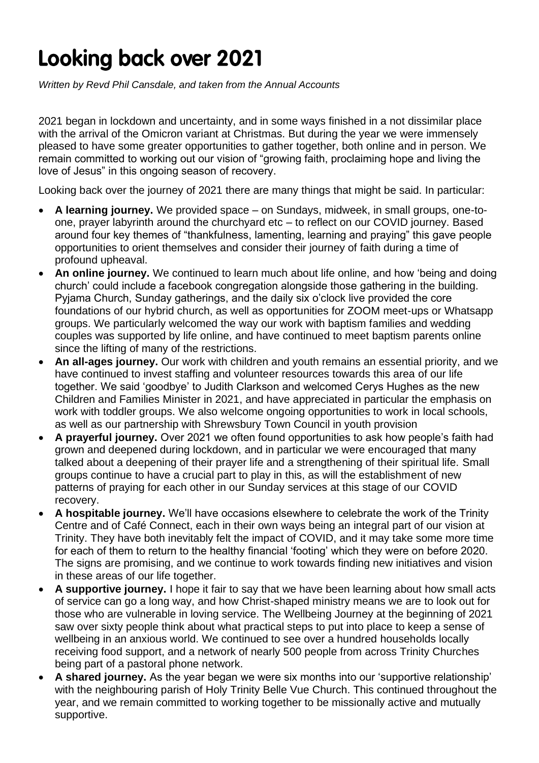# Looking back over 2021

*Written by Revd Phil Cansdale, and taken from the Annual Accounts*

2021 began in lockdown and uncertainty, and in some ways finished in a not dissimilar place with the arrival of the Omicron variant at Christmas. But during the year we were immensely pleased to have some greater opportunities to gather together, both online and in person. We remain committed to working out our vision of "growing faith, proclaiming hope and living the love of Jesus" in this ongoing season of recovery.

Looking back over the journey of 2021 there are many things that might be said. In particular:

- **A learning journey.** We provided space – on Sundays, midweek, in small groups, one-to-one, prayer labyrinth around the churchyard etc – to reflect on our COVID journey. Based around four key themes of "thankfulness, lamenting, learning and praying" this gave people opportunities to orient themselves and consider their journey of faith during a time of profound upheaval.
- **An online journey.** We continued to learn much about life online, and how 'being and doing church' could include a facebook congregation alongside those gathering in the building. Pyjama Church, Sunday gatherings, and the daily six o'clock live provided the core foundations of our hybrid church, as well as opportunities for ZOOM meet-ups or Whatsapp groups. We particularly welcomed the way our work with baptism families and wedding couples was supported by life online, and have continued to meet baptism parents online since the lifting of many of the restrictions.
- **An all-ages journey.** Our work with children and youth remains an essential priority, and we have continued to invest staffing and volunteer resources towards this area of our life together. We said 'goodbye' to Judith Clarkson and welcomed Cerys Hughes as the new Children and Families Minister in 2021, and have appreciated in particular the emphasis on work with toddler groups. We also welcome ongoing opportunities to work in local schools, as well as our partnership with Shrewsbury Town Council in youth provision
- **A prayerful journey.** Over 2021 we often found opportunities to ask how people's faith had grown and deepened during lockdown, and in particular we were encouraged that many talked about a deepening of their prayer life and a strengthening of their spiritual life. Small groups continue to have a crucial part to play in this, as will the establishment of new patterns of praying for each other in our Sunday services at this stage of our COVID recovery.
- **A hospitable journey.** We'll have occasions elsewhere to celebrate the work of the Trinity Centre and of Café Connect, each in their own ways being an integral part of our vision at Trinity. They have both inevitably felt the impact of COVID, and it may take some more time for each of them to return to the healthy financial 'footing' which they were on before 2020. The signs are promising, and we continue to work towards finding new initiatives and vision in these areas of our life together.
- **A supportive journey.** I hope it fair to say that we have been learning about how small acts of service can go a long way, and how Christ-shaped ministry means we are to look out for those who are vulnerable in loving service. The Wellbeing Journey at the beginning of 2021 saw over sixty people think about what practical steps to put into place to keep a sense of wellbeing in an anxious world. We continued to see over a hundred households locally receiving food support, and a network of nearly 500 people from across Trinity Churches being part of a pastoral phone network.
- **A shared journey.** As the year began we were six months into our 'supportive relationship' with the neighbouring parish of Holy Trinity Belle Vue Church. This continued throughout the year, and we remain committed to working together to be missionally active and mutually supportive.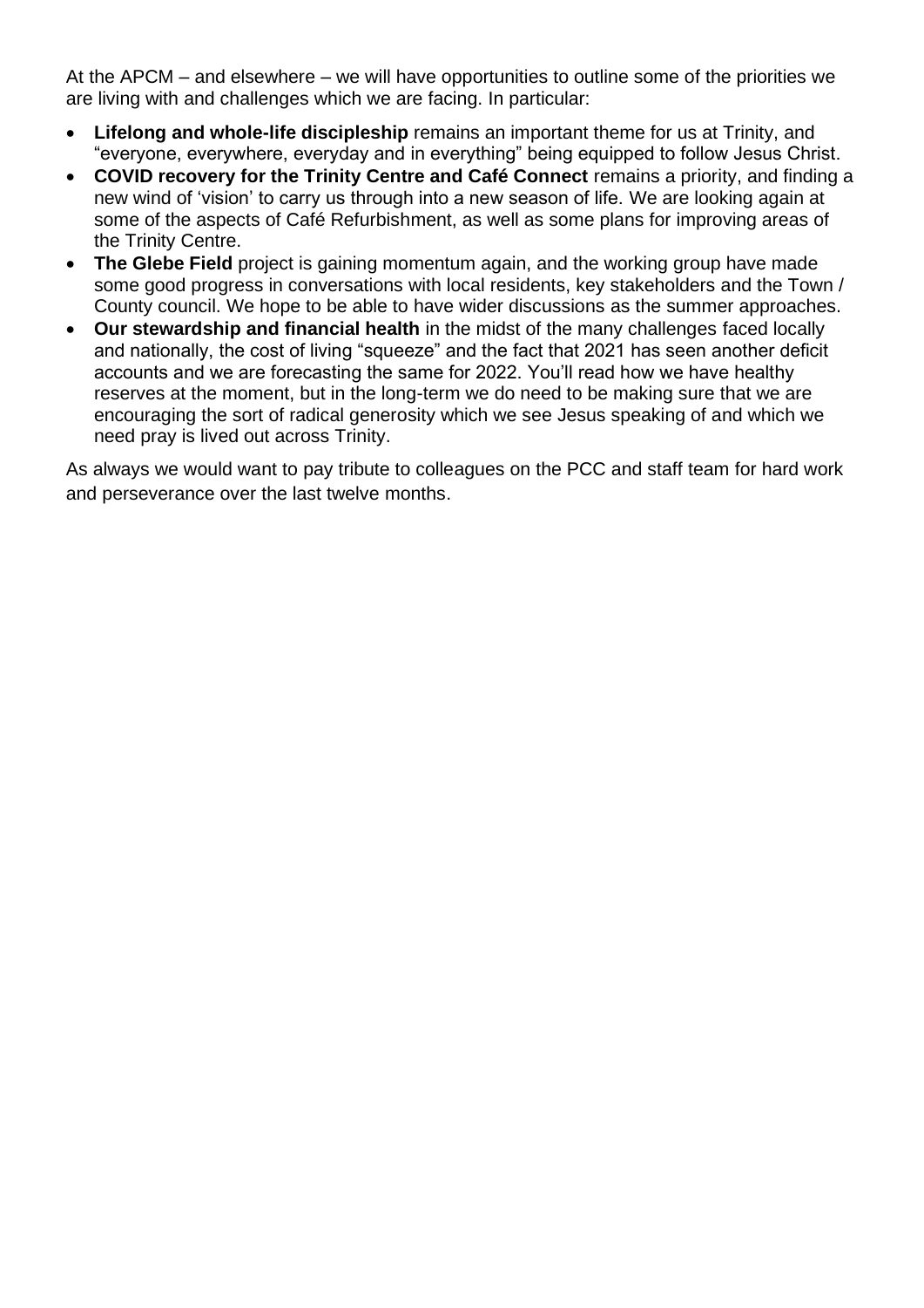At the APCM – and elsewhere – we will have opportunities to outline some of the priorities we are living with and challenges which we are facing. In particular:

- **Lifelong and whole-life discipleship** remains an important theme for us at Trinity, and "everyone, everywhere, everyday and in everything" being equipped to follow Jesus Christ.
- **COVID recovery for the Trinity Centre and Café Connect** remains a priority, and finding a new wind of 'vision' to carry us through into a new season of life. We are looking again at some of the aspects of Café Refurbishment, as well as some plans for improving areas of the Trinity Centre.
- **The Glebe Field** project is gaining momentum again, and the working group have made some good progress in conversations with local residents, key stakeholders and the Town / County council. We hope to be able to have wider discussions as the summer approaches.
- **Our stewardship and financial health** in the midst of the many challenges faced locally and nationally, the cost of living "squeeze" and the fact that 2021 has seen another deficit accounts and we are forecasting the same for 2022. You'll read how we have healthy reserves at the moment, but in the long-term we do need to be making sure that we are encouraging the sort of radical generosity which we see Jesus speaking of and which we need pray is lived out across Trinity.

As always we would want to pay tribute to colleagues on the PCC and staff team for hard work and perseverance over the last twelve months.